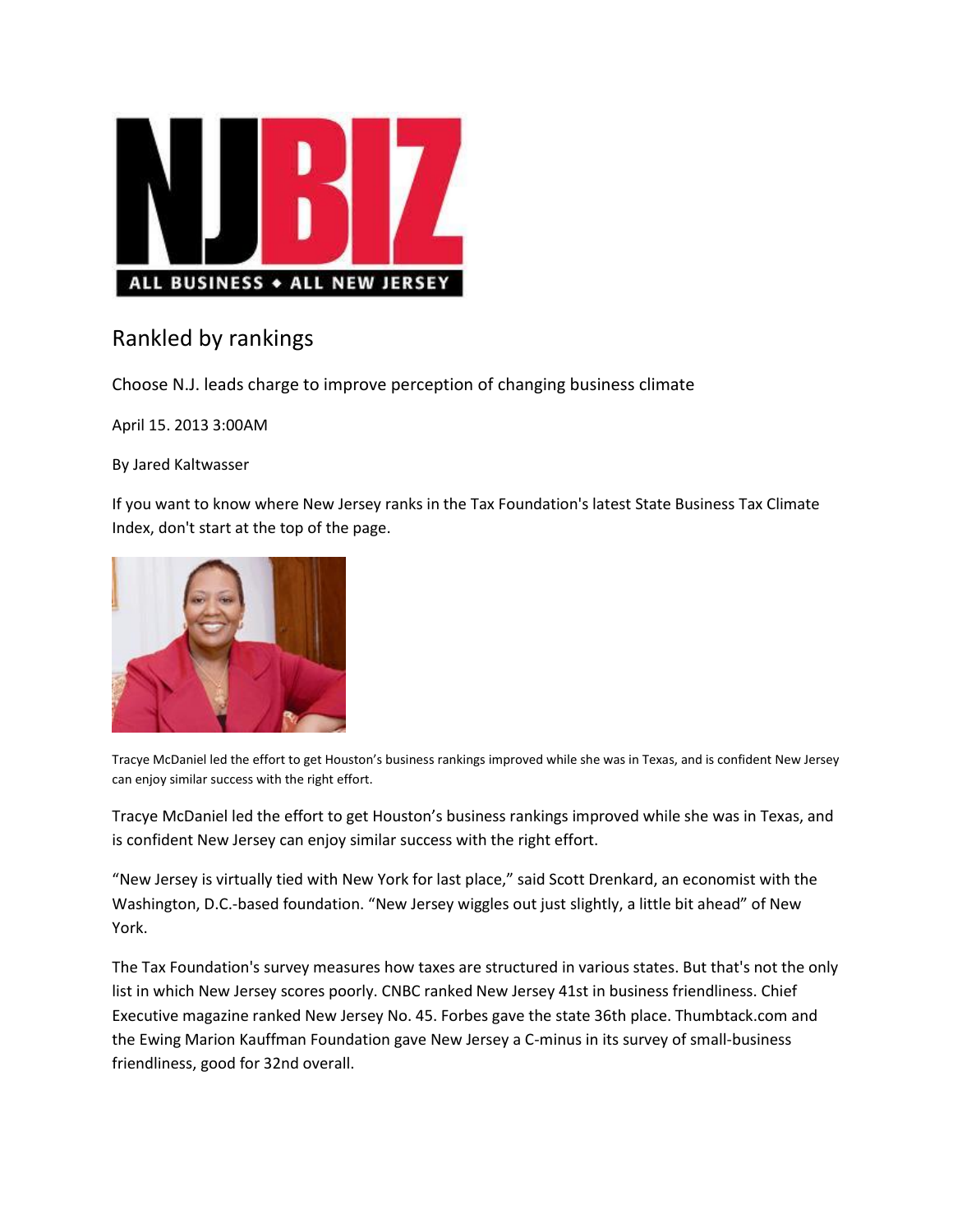# NJBIZ

ALL BUSINESS ♦ ALL NEW JERSEY

## Rankled by rankings

Choose N.J. leads charge to improve perception of changing business climate

April 15. 2013 3:00AM

By Jared Kaltwasser

If you want to know where New Jersey ranks in the Tax Foundation's latest State Business Tax Climate Index, don't start at the top of the page.

Tracye McDaniel led the effort to get Houston's business rankings improved while she was in Texas, and is confident New Jersey can enjoy similar success with the right effort.

Tracye McDaniel led the effort to get Houston's business rankings improved while she was in Texas, and is confident New Jersey can enjoy similar success with the right effort.

"New Jersey is virtually tied with New York for last place," said Scott Drenkard, an economist with the Washington, D.C.-based foundation. "New Jersey wiggles out just slightly, a little bit ahead" of New York.

The Tax Foundation's survey measures how taxes are structured in various states. But that's not the only list in which New Jersey scores poorly. CNBC ranked New Jersey 41st in business friendliness. Chief Executive magazine ranked New Jersey No. 45. Forbes gave the state 36th place. Thumbtack.com and the Ewing Marion Kauffman Foundation gave New Jersey a C-minus in its survey of small-business friendliness, good for 32nd overall.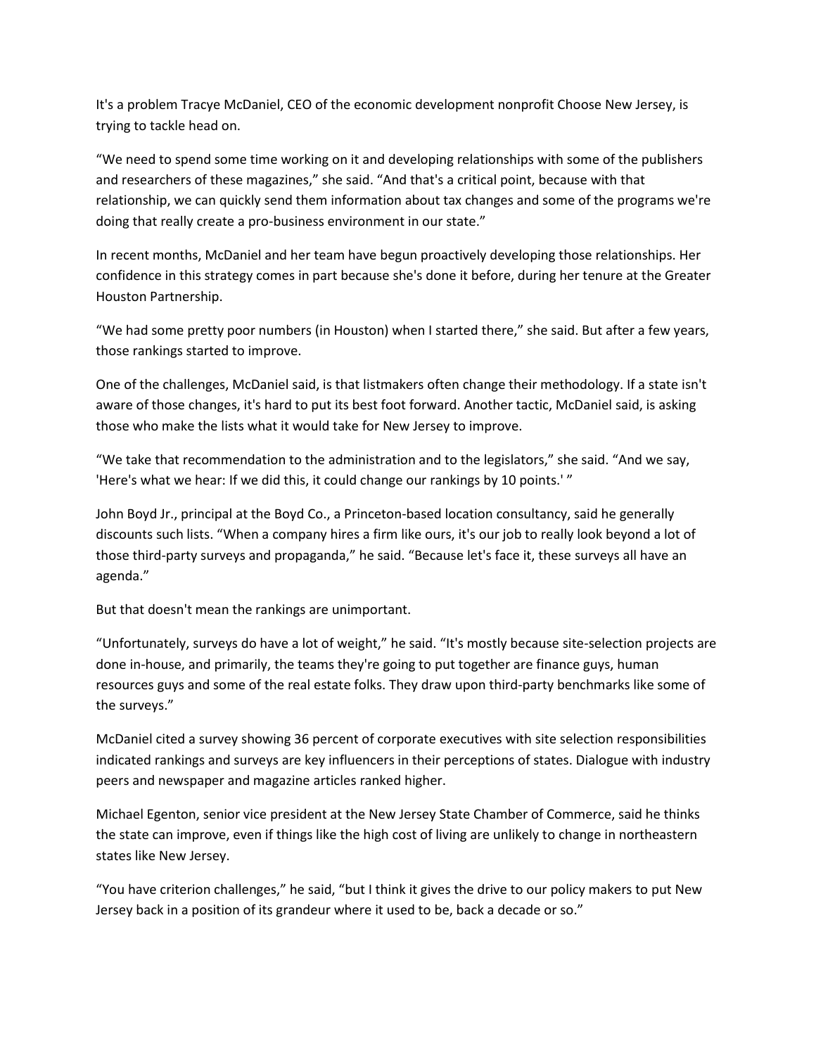It's a problem Tracye McDaniel, CEO of the economic development nonprofit Choose New Jersey, is trying to tackle head on.

“We need to spend some time working on it and developing relationships with some of the publishers and researchers of these magazines,” she said. “And that's a critical point, because with that relationship, we can quickly send them information about tax changes and some of the programs we're doing that really create a pro-business environment in our state.”

In recent months, McDaniel and her team have begun proactively developing those relationships. Her confidence in this strategy comes in part because she's done it before, during her tenure at the Greater Houston Partnership.

“We had some pretty poor numbers (in Houston) when I started there,” she said. But after a few years, those rankings started to improve.

One of the challenges, McDaniel said, is that listmakers often change their methodology. If a state isn't aware of those changes, it's hard to put its best foot forward. Another tactic, McDaniel said, is asking those who make the lists what it would take for New Jersey to improve.

“We take that recommendation to the administration and to the legislators,” she said. “And we say, 'Here's what we hear: If we did this, it could change our rankings by 10 points.' ”

John Boyd Jr., principal at the Boyd Co., a Princeton-based location consultancy, said he generally discounts such lists. “When a company hires a firm like ours, it's our job to really look beyond a lot of those third-party surveys and propaganda,” he said. “Because let's face it, these surveys all have an agenda.”

But that doesn't mean the rankings are unimportant.

“Unfortunately, surveys do have a lot of weight,” he said. “It's mostly because site-selection projects are done in-house, and primarily, the teams they're going to put together are finance guys, human resources guys and some of the real estate folks. They draw upon third-party benchmarks like some of the surveys.”

McDaniel cited a survey showing 36 percent of corporate executives with site selection responsibilities indicated rankings and surveys are key influencers in their perceptions of states. Dialogue with industry peers and newspaper and magazine articles ranked higher.

Michael Egenton, senior vice president at the New Jersey State Chamber of Commerce, said he thinks the state can improve, even if things like the high cost of living are unlikely to change in northeastern states like New Jersey.

“You have criterion challenges,” he said, “but I think it gives the drive to our policy makers to put New Jersey back in a position of its grandeur where it used to be, back a decade or so.”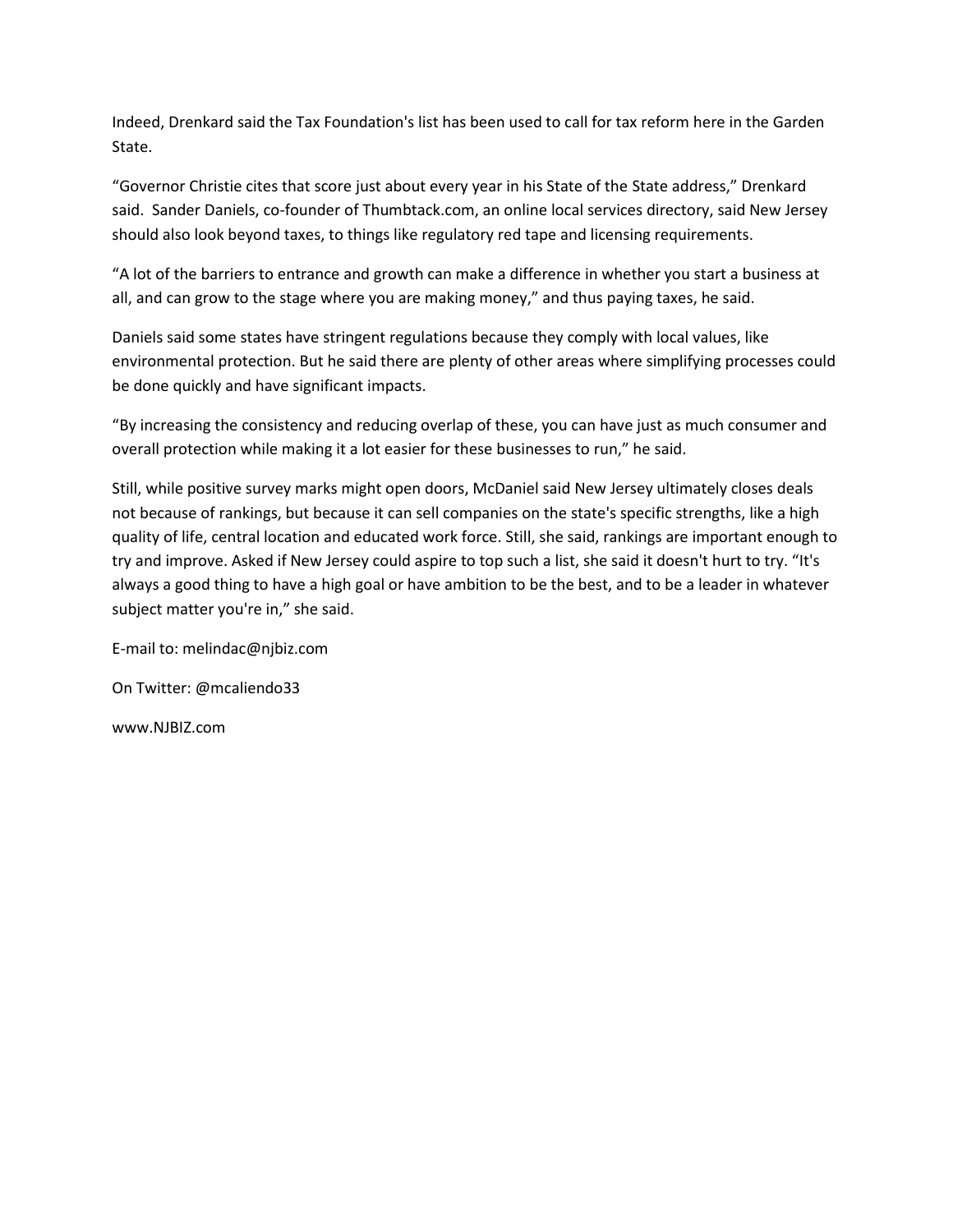Indeed, Drenkard said the Tax Foundation's list has been used to call for tax reform here in the Garden State.

"Governor Christie cites that score just about every year in his State of the State address," Drenkard said. Sander Daniels, co-founder of Thumbtack.com, an online local services directory, said New Jersey should also look beyond taxes, to things like regulatory red tape and licensing requirements.

"A lot of the barriers to entrance and growth can make a difference in whether you start a business at all, and can grow to the stage where you are making money," and thus paying taxes, he said.

Daniels said some states have stringent regulations because they comply with local values, like environmental protection. But he said there are plenty of other areas where simplifying processes could be done quickly and have significant impacts.

"By increasing the consistency and reducing overlap of these, you can have just as much consumer and overall protection while making it a lot easier for these businesses to run," he said.

Still, while positive survey marks might open doors, McDaniel said New Jersey ultimately closes deals not because of rankings, but because it can sell companies on the state's specific strengths, like a high quality of life, central location and educated work force. Still, she said, rankings are important enough to try and improve. Asked if New Jersey could aspire to top such a list, she said it doesn't hurt to try. "It's always a good thing to have a high goal or have ambition to be the best, and to be a leader in whatever subject matter you're in," she said.

E-mail to: melindac@njbiz.com

On Twitter: @mcaliendo33

www.NJBIZ.com